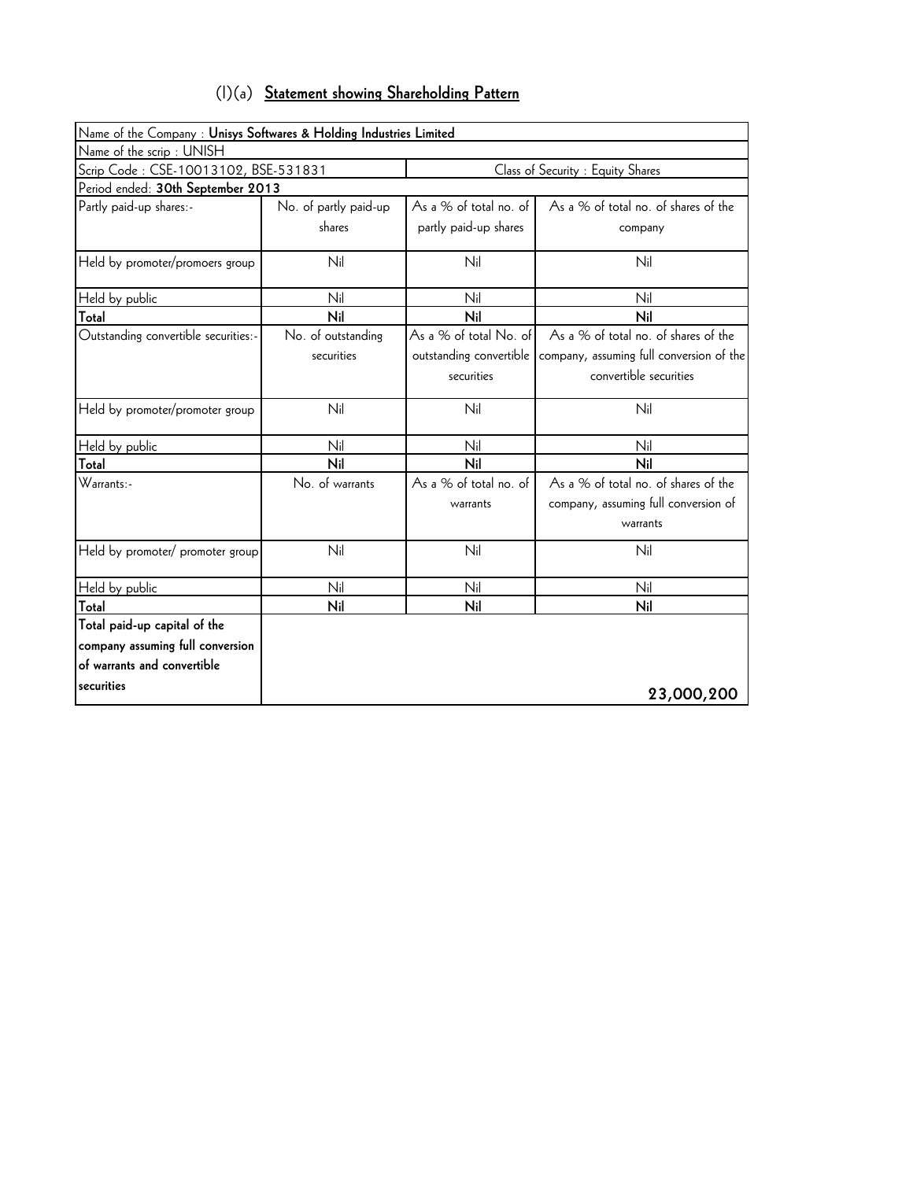## (I)(a) Statement showing Shareholding Pattern

| Name of the Company : **Unisys Softwares & Holding Industries Limited** | | | |
|---|---|---|---|
| Name of the scrip : UNISH | | | |
| Scrip Code : CSE-10013102, BSE-531831 | | Class of Security : Equity Shares | |
| Period ended: **30th September 2013** | | | |
| Partly paid-up shares:- | No. of partly paid-up shares | As a % of total no. of partly paid-up shares | As a % of total no. of shares of the company |
| Held by promoter/promoers group | Nil | Nil | Nil |
| Held by public | Nil | Nil | Nil |
| **Total** | **Nil** | **Nil** | **Nil** |
| Outstanding convertible securities:- | No. of outstanding securities | As a % of total No. of outstanding convertible securities | As a % of total no. of shares of the company, assuming full conversion of the convertible securities |
| Held by promoter/promoter group | Nil | Nil | Nil |
| Held by public | Nil | Nil | Nil |
| **Total** | **Nil** | **Nil** | **Nil** |
| Warrants:- | No. of warrants | As a % of total no. of warrants | As a % of total no. of shares of the company, assuming full conversion of warrants |
| Held by promoter/ promoter group | Nil | Nil | Nil |
| Held by public | Nil | Nil | Nil |
| **Total** | **Nil** | **Nil** | **Nil** |
| **Total paid-up capital of the company assuming full conversion of warrants and convertible securities** | | | **23,000,200** |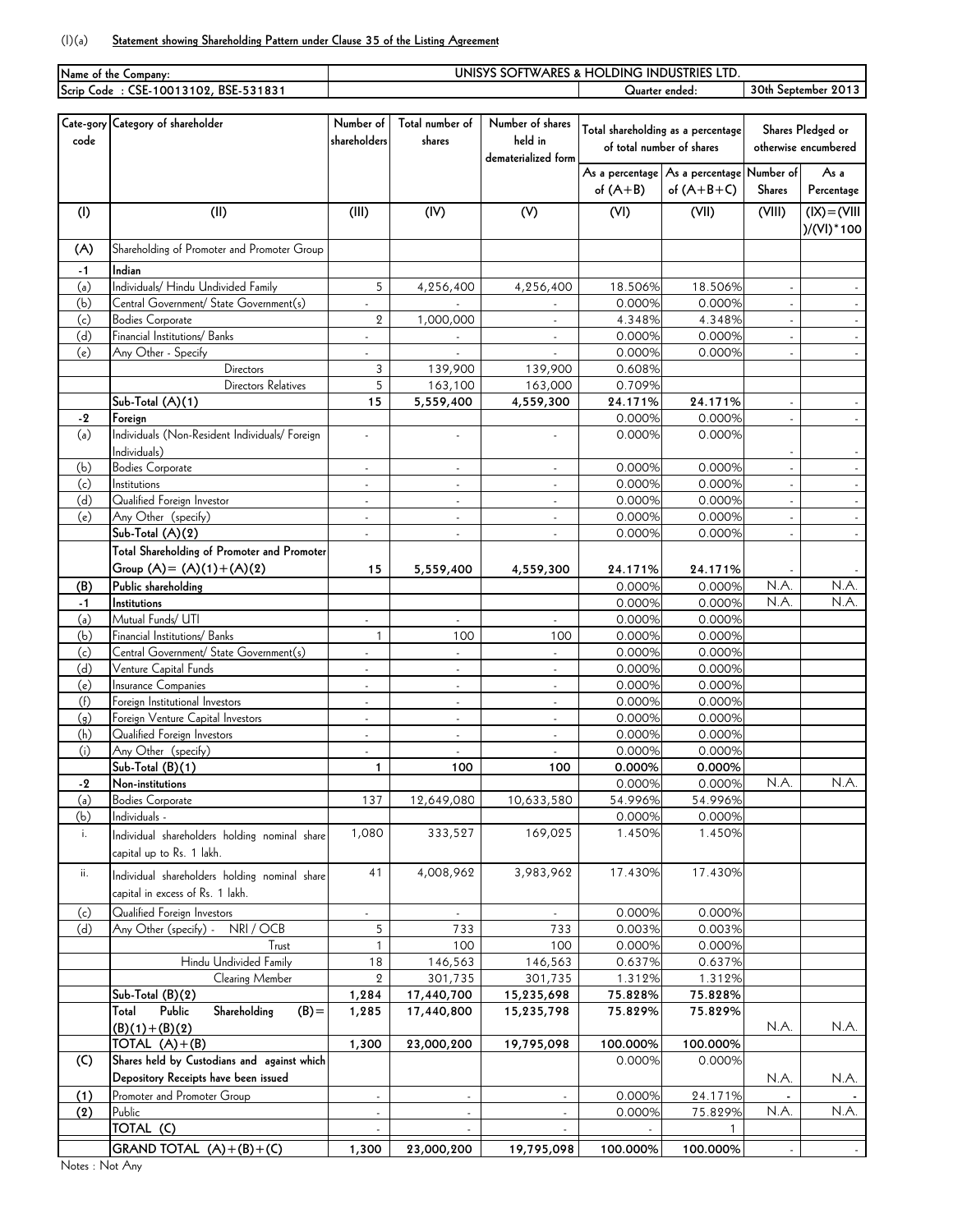(I)(a) **Statement showing Shareholding Pattern under Clause 35 of the Listing Agreement**

| Name of the Company: | UNISYS SOFTWARES & HOLDING INDUSTRIES LTD. | |
|---|---|---|
| Scrip Code : CSE-10013102, BSE-531831 | Quarter ended: | 30th September 2013 |

| Cate-gory code | Category of shareholder | Number of shareholders | Total number of shares | Number of shares held in dematerialized form | Total shareholding as a percentage of total number of shares | | Shares Pledged or otherwise encumbered | |
|---|---|---|---|---|---|---|---|---|
| | | | | | As a percentage of (A+B) | As a percentage of (A+B+C) | Number of Shares | As a Percentage |
| (I) | (II) | (III) | (IV) | (V) | (VI) | (VII) | (VIII) | (IX)=(VIII)/(VI)*100 |
| (A) | Shareholding of Promoter and Promoter Group | | | | | | | |
| -1 | **Indian** | | | | | | | |
| (a) | Individuals/ Hindu Undivided Family | 5 | 4,256,400 | 4,256,400 | 18.506% | 18.506% | - | - |
| (b) | Central Government/ State Government(s) | - | - | - | 0.000% | 0.000% | - | - |
| (c) | Bodies Corporate | 2 | 1,000,000 | - | 4.348% | 4.348% | - | - |
| (d) | Financial Institutions/ Banks | - | - | - | 0.000% | 0.000% | - | - |
| (e) | Any Other - Specify | - | - | - | 0.000% | 0.000% | - | - |
| | Directors | 3 | 139,900 | 139,900 | 0.608% | | | |
| | Directors Relatives | 5 | 163,100 | 163,000 | 0.709% | | | |
| | **Sub-Total (A)(1)** | **15** | **5,559,400** | **4,559,300** | **24.171%** | **24.171%** | - | - |
| -2 | **Foreign** | | | | 0.000% | 0.000% | - | - |
| (a) | Individuals (Non-Resident Individuals/ Foreign Individuals) | - | - | - | 0.000% | 0.000% | - | - |
| (b) | Bodies Corporate | - | - | - | 0.000% | 0.000% | - | - |
| (c) | Institutions | - | - | - | 0.000% | 0.000% | - | - |
| (d) | Qualified Foreign Investor | - | - | - | 0.000% | 0.000% | - | - |
| (e) | Any Other (specify) | - | - | - | 0.000% | 0.000% | - | - |
| | **Sub-Total (A)(2)** | - | - | - | 0.000% | 0.000% | - | - |
| | **Total Shareholding of Promoter and Promoter Group (A)= (A)(1)+(A)(2)** | **15** | **5,559,400** | **4,559,300** | **24.171%** | **24.171%** | - | - |
| **(B)** | **Public shareholding** | | | | 0.000% | 0.000% | N.A. | N.A. |
| -1 | **Institutions** | | | | 0.000% | 0.000% | N.A. | N.A. |
| (a) | Mutual Funds/ UTI | - | - | - | 0.000% | 0.000% | | |
| (b) | Financial Institutions/ Banks | 1 | 100 | 100 | 0.000% | 0.000% | | |
| (c) | Central Government/ State Government(s) | - | - | - | 0.000% | 0.000% | | |
| (d) | Venture Capital Funds | - | - | - | 0.000% | 0.000% | | |
| (e) | Insurance Companies | - | - | - | 0.000% | 0.000% | | |
| (f) | Foreign Institutional Investors | - | - | - | 0.000% | 0.000% | | |
| (g) | Foreign Venture Capital Investors | - | - | - | 0.000% | 0.000% | | |
| (h) | Qualified Foreign Investors | - | - | - | 0.000% | 0.000% | | |
| (i) | Any Other (specify) | - | - | - | 0.000% | 0.000% | | |
| | **Sub-Total (B)(1)** | **1** | **100** | **100** | **0.000%** | **0.000%** | | |
| -2 | **Non-institutions** | | | | 0.000% | 0.000% | N.A. | N.A. |
| (a) | Bodies Corporate | 137 | 12,649,080 | 10,633,580 | 54.996% | 54.996% | | |
| (b) | Individuals - | | | | 0.000% | 0.000% | | |
| i. | Individual shareholders holding nominal share capital up to Rs. 1 lakh. | 1,080 | 333,527 | 169,025 | 1.450% | 1.450% | | |
| ii. | Individual shareholders holding nominal share capital in excess of Rs. 1 lakh. | 41 | 4,008,962 | 3,983,962 | 17.430% | 17.430% | | |
| (c) | Qualified Foreign Investors | - | - | - | 0.000% | 0.000% | | |
| (d) | Any Other (specify) - NRI / OCB | 5 | 733 | 733 | 0.003% | 0.003% | | |
| | Trust | 1 | 100 | 100 | 0.000% | 0.000% | | |
| | Hindu Undivided Family | 18 | 146,563 | 146,563 | 0.637% | 0.637% | | |
| | Clearing Member | 2 | 301,735 | 301,735 | 1.312% | 1.312% | | |
| | **Sub-Total (B)(2)** | **1,284** | **17,440,700** | **15,235,698** | **75.828%** | **75.828%** | | |
| | **Total Public Shareholding (B)= (B)(1)+(B)(2)** | **1,285** | **17,440,800** | **15,235,798** | **75.829%** | **75.829%** | N.A. | N.A. |
| | **TOTAL (A)+(B)** | **1,300** | **23,000,200** | **19,795,098** | **100.000%** | **100.000%** | | |
| **(C)** | **Shares held by Custodians and against which Depository Receipts have been issued** | | | | 0.000% | 0.000% | N.A. | N.A. |
| **(1)** | Promoter and Promoter Group | - | - | - | 0.000% | 24.171% | - | - |
| **(2)** | Public | - | - | - | 0.000% | 75.829% | N.A. | N.A. |
| | **TOTAL (C)** | - | - | - | - | 1 | | |
| | **GRAND TOTAL (A)+(B)+(C)** | **1,300** | **23,000,200** | **19,795,098** | **100.000%** | **100.000%** | - | - |

Notes : Not Any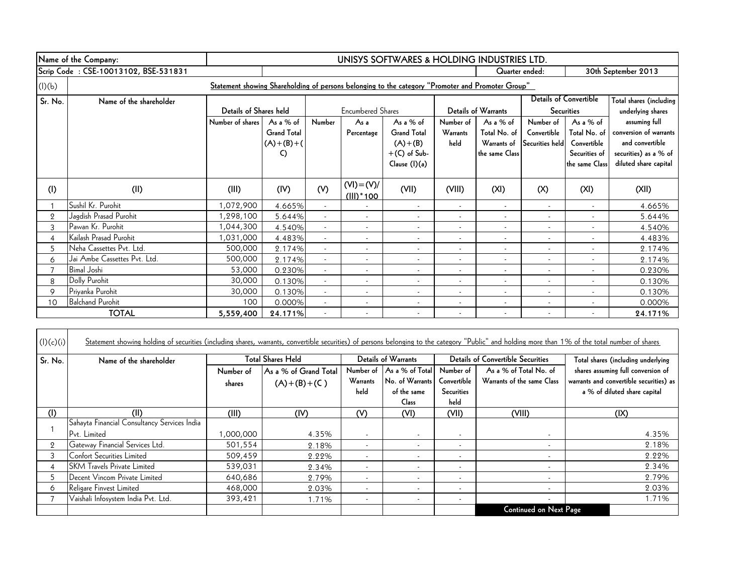| Name of the Company: | | UNISYS SOFTWARES & HOLDING INDUSTRIES LTD. | | | | | | | | | |
|---|---|---|---|---|---|---|---|---|---|---|---|
| Scrip Code : CSE-10013102, BSE-531831 | | | | | | | | Quarter ended: | | 30th September 2013 | |

**(I)(b) Statement showing Shareholding of persons belonging to the category "Promoter and Promoter Group"**

| Sr. No. | Name of the shareholder | Details of Shares held | | Encumbered Shares | | | Details of Warrants | | Details of Convertible Securities | | Total shares (including underlying shares assuming full conversion of warrants and convertible securities) as a % of diluted share capital |
|---|---|---|---|---|---|---|---|---|---|---|---|
| | | Number of shares | As a % of Grand Total (A)+(B)+(C) | Number | As a Percentage | As a % of Grand Total (A)+(B)+(C) of Sub-Clause (I)(a) | Number of Warrants held | As a % of Total No. of Warrants of the same Class | Number of Convertible Securities held | As a % of Total No. of Convertible Securities of the same Class | |
| (I) | (II) | (III) | (IV) | (V) | (VI)=(V)/(III)*100 | (VII) | (VIII) | (XI) | (X) | (XI) | (XII) |
| 1 | Sushil Kr. Purohit | 1,072,900 | 4.665% | - | - | - | - | - | - | - | 4.665% |
| 2 | Jagdish Prasad Purohit | 1,298,100 | 5.644% | - | - | - | - | - | - | - | 5.644% |
| 3 | Pawan Kr. Purohit | 1,044,300 | 4.540% | - | - | - | - | - | - | - | 4.540% |
| 4 | Kailash Prasad Purohit | 1,031,000 | 4.483% | - | - | - | - | - | - | - | 4.483% |
| 5 | Neha Cassettes Pvt. Ltd. | 500,000 | 2.174% | - | - | - | - | - | - | - | 2.174% |
| 6 | Jai Ambe Cassettes Pvt. Ltd. | 500,000 | 2.174% | - | - | - | - | - | - | - | 2.174% |
| 7 | Bimal Joshi | 53,000 | 0.230% | - | - | - | - | - | - | - | 0.230% |
| 8 | Dolly Purohit | 30,000 | 0.130% | - | - | - | - | - | - | - | 0.130% |
| 9 | Priyanka Purohit | 30,000 | 0.130% | - | - | - | - | - | - | - | 0.130% |
| 10 | Balchand Purohit | 100 | 0.000% | - | - | - | - | - | - | - | 0.000% |
| **TOTAL** | | **5,559,400** | **24.171%** | - | - | - | - | - | - | - | **24.171%** |

**(I)(c)(i) Statement showing holding of securities (including shares, warrants, convertible securities) of persons belonging to the category "Public" and holding more than 1% of the total number of shares**

| Sr. No. | Name of the shareholder | Total Shares Held | | Details of Warrants | | Details of Convertible Securities | | Total shares (including underlying shares assuming full conversion of warrants and convertible securities) as a % of diluted share capital |
|---|---|---|---|---|---|---|---|---|
| | | Number of shares | As a % of Grand Total (A)+(B)+(C) | Number of Warrants held | As a % of Total No. of Warrants of the same Class | Number of Convertible Securities held | As a % of Total No. of Warrants of the same Class | |
| (I) | (II) | (III) | (IV) | (V) | (VI) | (VII) | (VIII) | (IX) |
| 1 | Sahayta Financial Consultancy Services India Pvt. Limited | 1,000,000 | 4.35% | - | - | - | - | 4.35% |
| 2 | Gateway Financial Services Ltd. | 501,554 | 2.18% | - | - | - | - | 2.18% |
| 3 | Confort Securities Limited | 509,459 | 2.22% | - | - | - | - | 2.22% |
| 4 | SKM Travels Private Limited | 539,031 | 2.34% | - | - | - | - | 2.34% |
| 5 | Decent Vincom Private Limited | 640,686 | 2.79% | - | - | - | - | 2.79% |
| 6 | Religare Finvest Limited | 468,000 | 2.03% | - | - | - | - | 2.03% |
| 7 | Vaishali Infosystem India Pvt. Ltd. | 393,421 | 1.71% | - | - | - | - | 1.71% |

**Continued on Next Page**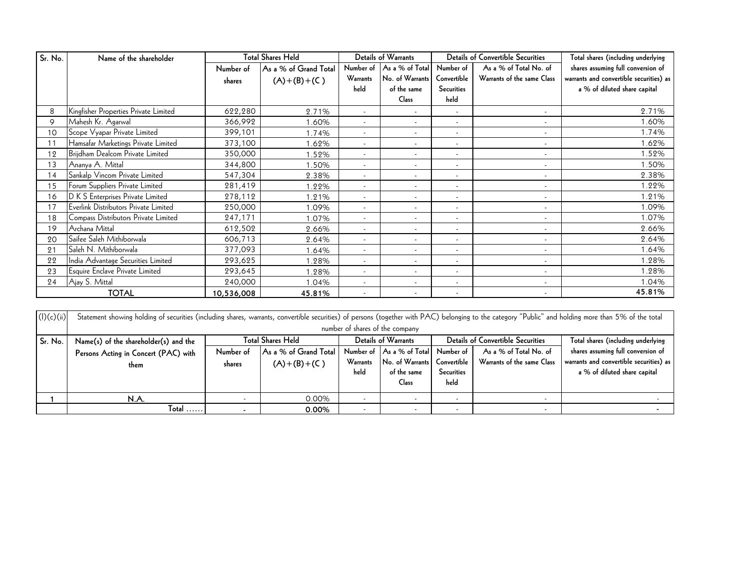| Sr. No. | Name of the shareholder | Total Shares Held | | Details of Warrants | | Details of Convertible Securities | | Total shares (including underlying shares assuming full conversion of warrants and convertible securities) as a % of diluted share capital |
|---|---|---|---|---|---|---|---|---|
| | | Number of shares | As a % of Grand Total (A)+(B)+(C ) | Number of Warrants held | As a % of Total No. of Warrants of the same Class | Number of Convertible Securities held | As a % of Total No. of Warrants of the same Class | |
| 8 | Kingfisher Properties Private Limited | 622,280 | 2.71% | - | - | - | - | 2.71% |
| 9 | Mahesh Kr. Agarwal | 366,992 | 1.60% | - | - | - | - | 1.60% |
| 10 | Scope Vyapar Private Limited | 399,101 | 1.74% | - | - | - | - | 1.74% |
| 11 | Hamsafar Marketings Private Limited | 373,100 | 1.62% | - | - | - | - | 1.62% |
| 12 | Brijdham Dealcom Private Limited | 350,000 | 1.52% | - | - | - | - | 1.52% |
| 13 | Ananya A. Mittal | 344,800 | 1.50% | - | - | - | - | 1.50% |
| 14 | Sankalp Vincom Private Limited | 547,304 | 2.38% | - | - | - | - | 2.38% |
| 15 | Forum Suppliers Private Limited | 281,419 | 1.22% | - | - | - | - | 1.22% |
| 16 | D K S Enterprises Private Limited | 278,112 | 1.21% | - | - | - | - | 1.21% |
| 17 | Everlink Distributors Private Limited | 250,000 | 1.09% | - | - | - | - | 1.09% |
| 18 | Compass Distributors Private Limited | 247,171 | 1.07% | - | - | - | - | 1.07% |
| 19 | Archana Mittal | 612,502 | 2.66% | - | - | - | - | 2.66% |
| 20 | Saifee Saleh Mithiborwala | 606,713 | 2.64% | - | - | - | - | 2.64% |
| 21 | Saleh N. Mithiborwala | 377,093 | 1.64% | - | - | - | - | 1.64% |
| 22 | India Advantage Securities Limited | 293,625 | 1.28% | - | - | - | - | 1.28% |
| 23 | Esquire Enclave Private Limited | 293,645 | 1.28% | - | - | - | - | 1.28% |
| 24 | Ajay S. Mittal | 240,000 | 1.04% | - | - | - | - | 1.04% |
| | **TOTAL** | **10,536,008** | **45.81%** | - | - | - | - | **45.81%** |

(I)(c)(ii) Statement showing holding of securities (including shares, warrants, convertible securities) of persons (together with PAC) belonging to the category "Public" and holding more than 5% of the total number of shares of the company

| Sr. No. | Name(s) of the shareholder(s) and the Persons Acting in Concert (PAC) with them | Total Shares Held | | Details of Warrants | | Details of Convertible Securities | | Total shares (including underlying shares assuming full conversion of warrants and convertible securities) as a % of diluted share capital |
|---|---|---|---|---|---|---|---|---|
| | | Number of shares | As a % of Grand Total (A)+(B)+(C ) | Number of Warrants held | As a % of Total No. of Warrants of the same Class | Number of Convertible Securities held | As a % of Total No. of Warrants of the same Class | |
| 1 | N.A. | - | 0.00% | - | - | - | - | - |
| | Total ...... | - | **0.00%** | - | - | - | - | - |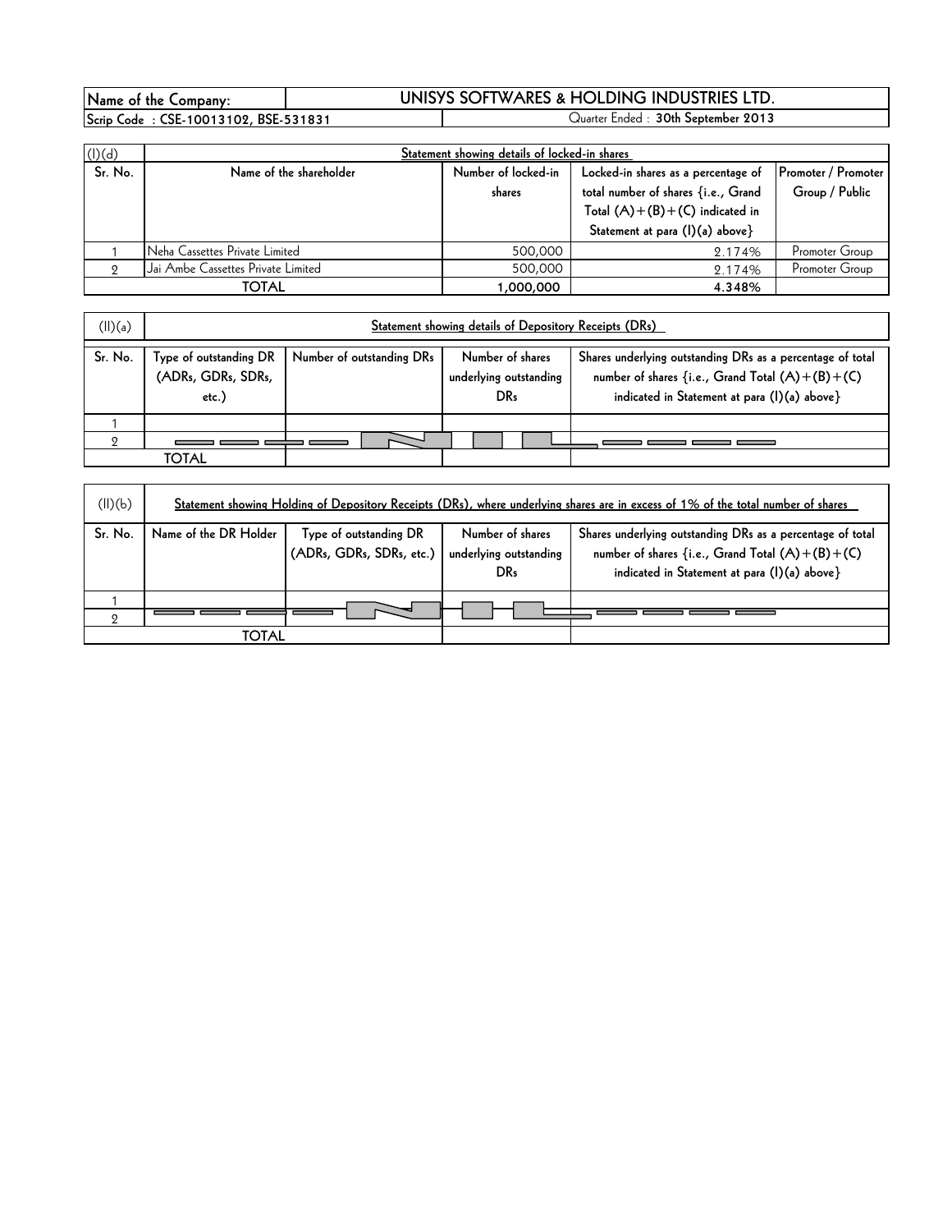| Name of the Company: | UNISYS SOFTWARES & HOLDING INDUSTRIES LTD. |
|---|---|
| Scrip Code : CSE-10013102, BSE-531831 | Quarter Ended : **30th September 2013** |

**(I)(d) Statement showing details of locked-in shares**

| Sr. No. | Name of the shareholder | Number of locked-in shares | Locked-in shares as a percentage of total number of shares {i.e., Grand Total (A)+(B)+(C) indicated in Statement at para (I)(a) above} | Promoter / Promoter Group / Public |
|---|---|---|---|---|
| 1 | Neha Cassettes Private Limited | 500,000 | 2.174% | Promoter Group |
| 2 | Jai Ambe Cassettes Private Limited | 500,000 | 2.174% | Promoter Group |
| | TOTAL | 1,000,000 | 4.348% | |

**(II)(a) Statement showing details of Depository Receipts (DRs)**

| Sr. No. | Type of outstanding DR (ADRs, GDRs, SDRs, etc.) | Number of outstanding DRs | Number of shares underlying outstanding DRs | Shares underlying outstanding DRs as a percentage of total number of shares {i.e., Grand Total (A)+(B)+(C) indicated in Statement at para (I)(a) above} |
|---|---|---|---|---|
| 1 | | | | |
| 2 | | | | |
| TOTAL | | | | |

**(II)(b) Statement showing Holding of Depository Receipts (DRs), where underlying shares are in excess of 1% of the total number of shares**

| Sr. No. | Name of the DR Holder | Type of outstanding DR (ADRs, GDRs, SDRs, etc.) | Number of shares underlying outstanding DRs | Shares underlying outstanding DRs as a percentage of total number of shares {i.e., Grand Total (A)+(B)+(C) indicated in Statement at para (I)(a) above} |
|---|---|---|---|---|
| 1 | | | | |
| 2 | | | | |
| TOTAL | | | | |